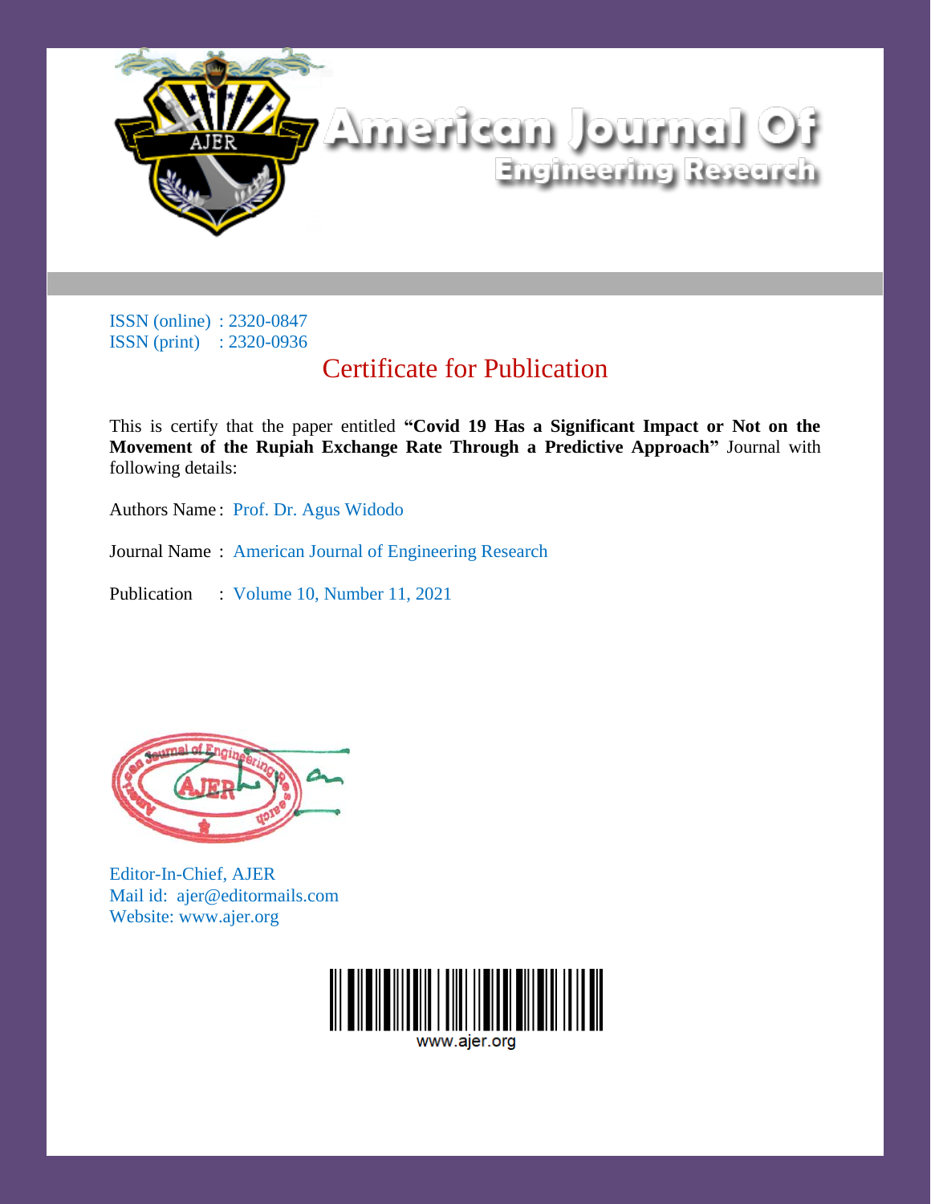# American Journal Of Engineering Research

ISSN (online) : 2320-0847
ISSN (print) : 2320-0936

## Certificate for Publication

This is certify that the paper entitled **"Covid 19 Has a Significant Impact or Not on the Movement of the Rupiah Exchange Rate Through a Predictive Approach"** Journal with following details:

Authors Name : Prof. Dr. Agus Widodo

Journal Name : American Journal of Engineering Research

Publication : Volume 10, Number 11, 2021

Editor-In-Chief, AJER
Mail id: ajer@editormails.com
Website: www.ajer.org

www.ajer.org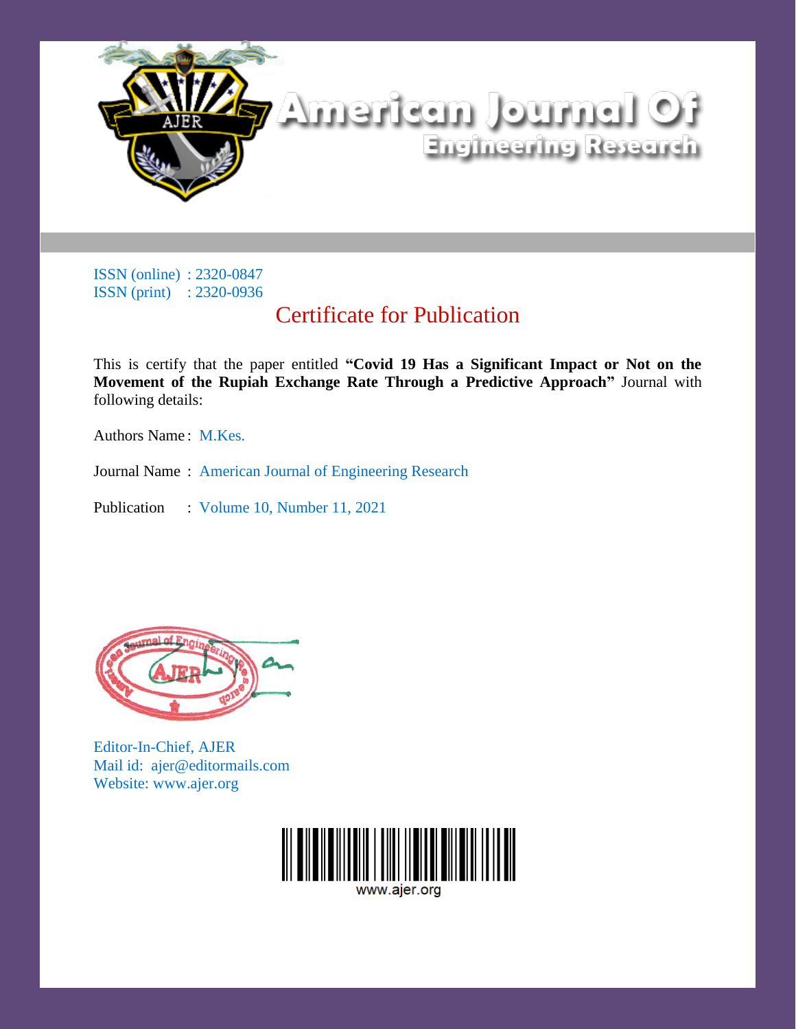# American Journal Of Engineering Research

ISSN (online) : 2320-0847
ISSN (print) : 2320-0936

## Certificate for Publication

This is certify that the paper entitled **"Covid 19 Has a Significant Impact or Not on the Movement of the Rupiah Exchange Rate Through a Predictive Approach"** Journal with following details:

Authors Name : M.Kes.

Journal Name : American Journal of Engineering Research

Publication : Volume 10, Number 11, 2021

Editor-In-Chief, AJER
Mail id: ajer@editormails.com
Website: www.ajer.org

www.ajer.org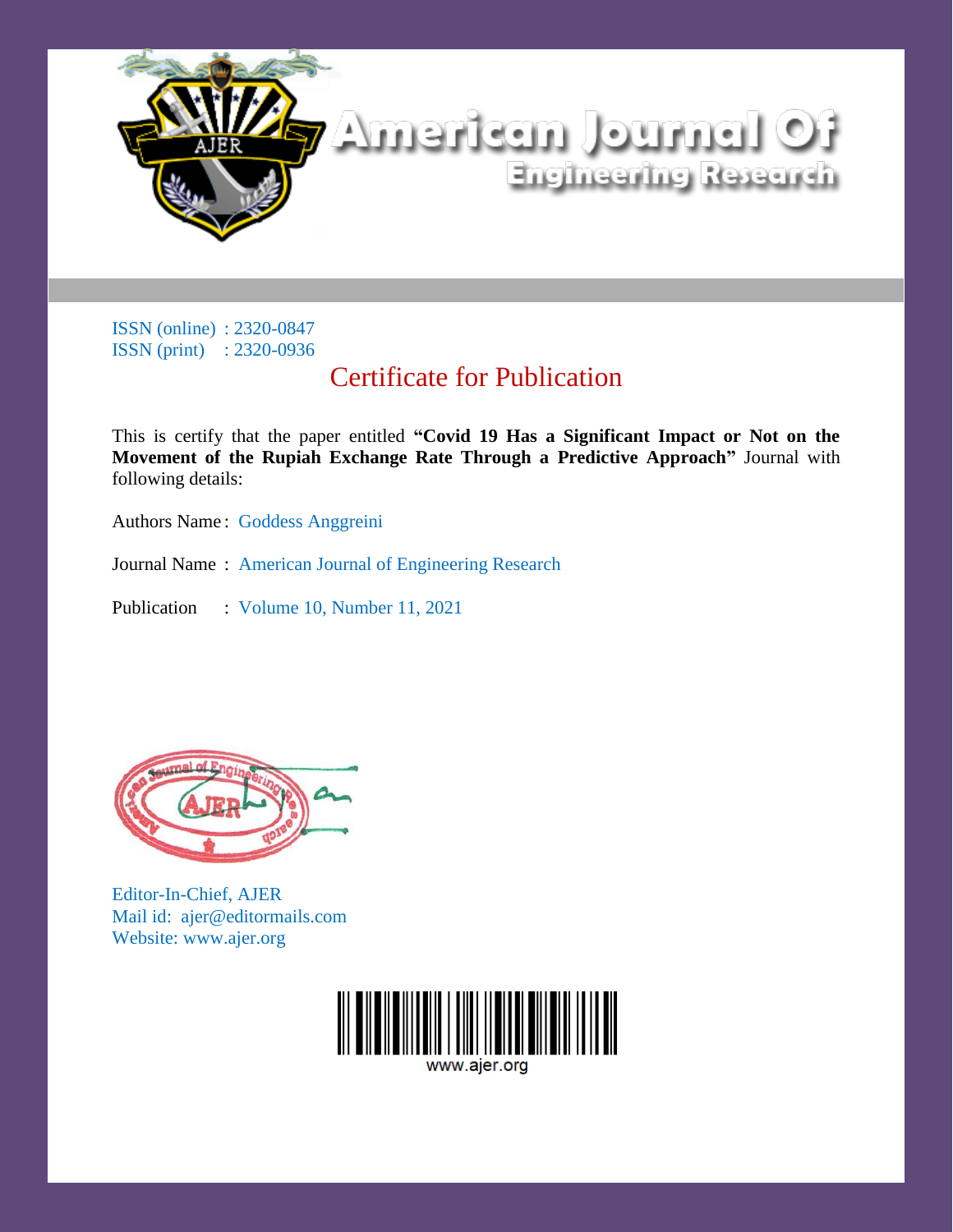# American Journal Of Engineering Research

ISSN (online) : 2320-0847
ISSN (print) : 2320-0936

## Certificate for Publication

This is certify that the paper entitled **"Covid 19 Has a Significant Impact or Not on the Movement of the Rupiah Exchange Rate Through a Predictive Approach"** Journal with following details:

Authors Name : Goddess Anggreini

Journal Name : American Journal of Engineering Research

Publication : Volume 10, Number 11, 2021

Editor-In-Chief, AJER
Mail id: ajer@editormails.com
Website: www.ajer.org

www.ajer.org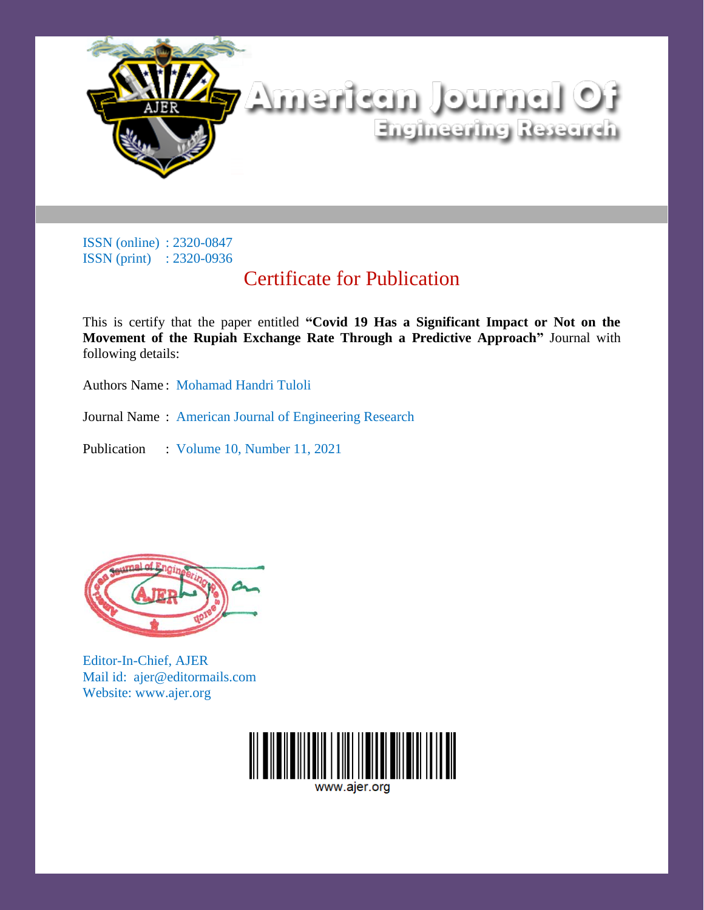# American Journal Of Engineering Research

ISSN (online) : 2320-0847
ISSN (print) : 2320-0936

## Certificate for Publication

This is certify that the paper entitled **"Covid 19 Has a Significant Impact or Not on the Movement of the Rupiah Exchange Rate Through a Predictive Approach"** Journal with following details:

Authors Name : Mohamad Handri Tuloli

Journal Name : American Journal of Engineering Research

Publication : Volume 10, Number 11, 2021

Editor-In-Chief, AJER
Mail id: ajer@editormails.com
Website: www.ajer.org

www.ajer.org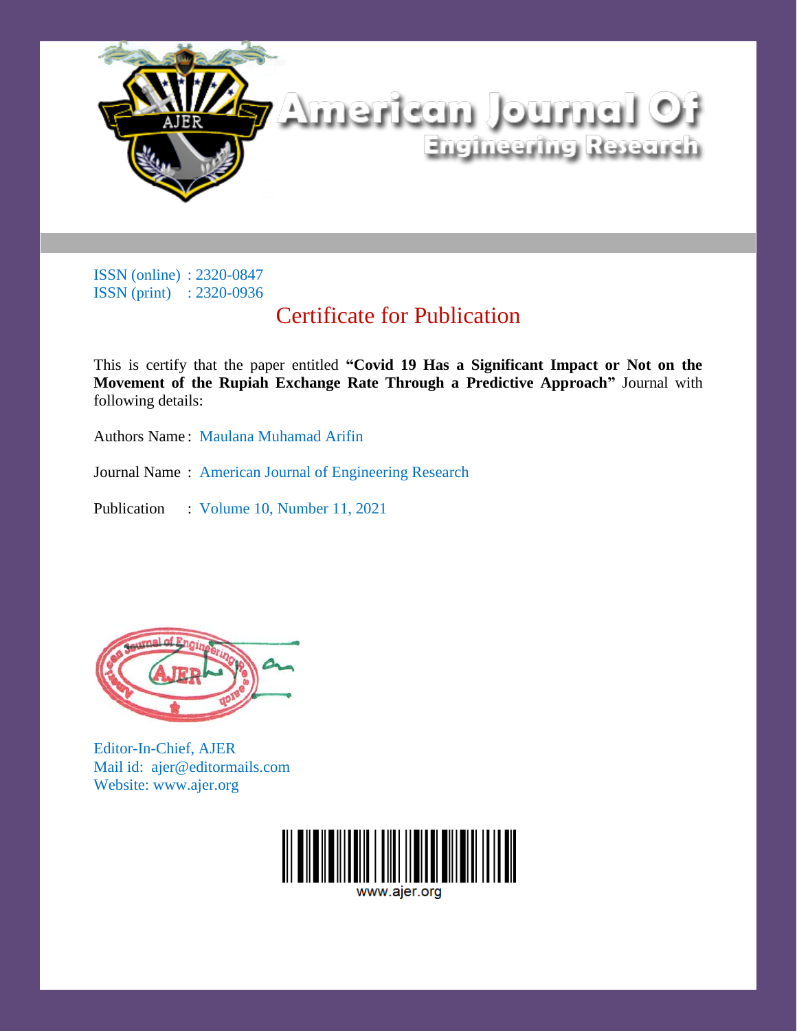# American Journal Of Engineering Research

ISSN (online) : 2320-0847
ISSN (print) : 2320-0936

## Certificate for Publication

This is certify that the paper entitled **"Covid 19 Has a Significant Impact or Not on the Movement of the Rupiah Exchange Rate Through a Predictive Approach"** Journal with following details:

Authors Name : Maulana Muhamad Arifin

Journal Name : American Journal of Engineering Research

Publication : Volume 10, Number 11, 2021

Editor-In-Chief, AJER
Mail id: ajer@editormails.com
Website: www.ajer.org

www.ajer.org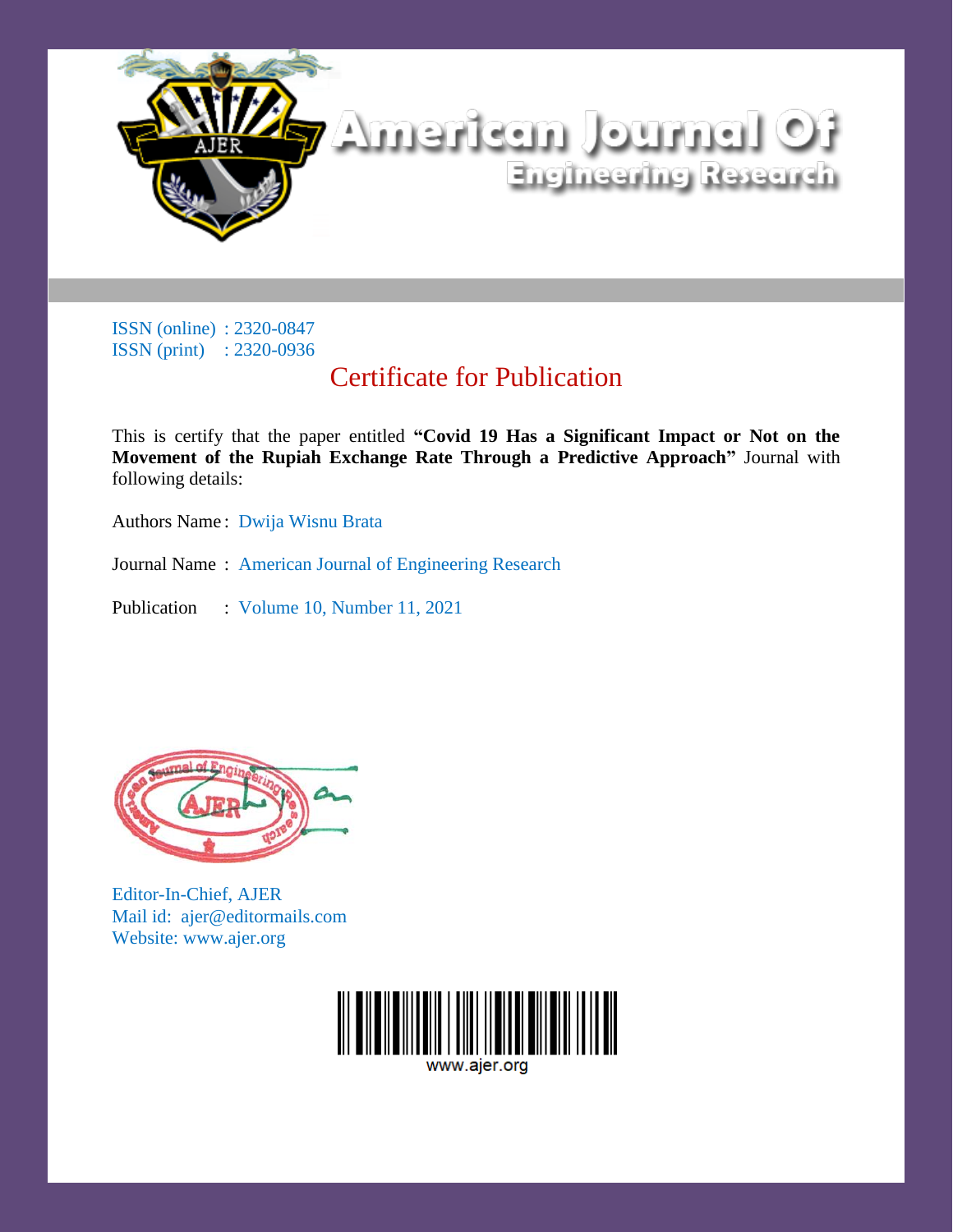# American Journal Of Engineering Research

ISSN (online) : 2320-0847
ISSN (print) : 2320-0936

## Certificate for Publication

This is certify that the paper entitled **"Covid 19 Has a Significant Impact or Not on the Movement of the Rupiah Exchange Rate Through a Predictive Approach"** Journal with following details:

Authors Name : Dwija Wisnu Brata

Journal Name : American Journal of Engineering Research

Publication : Volume 10, Number 11, 2021

Editor-In-Chief, AJER
Mail id: ajer@editormails.com
Website: www.ajer.org

www.ajer.org